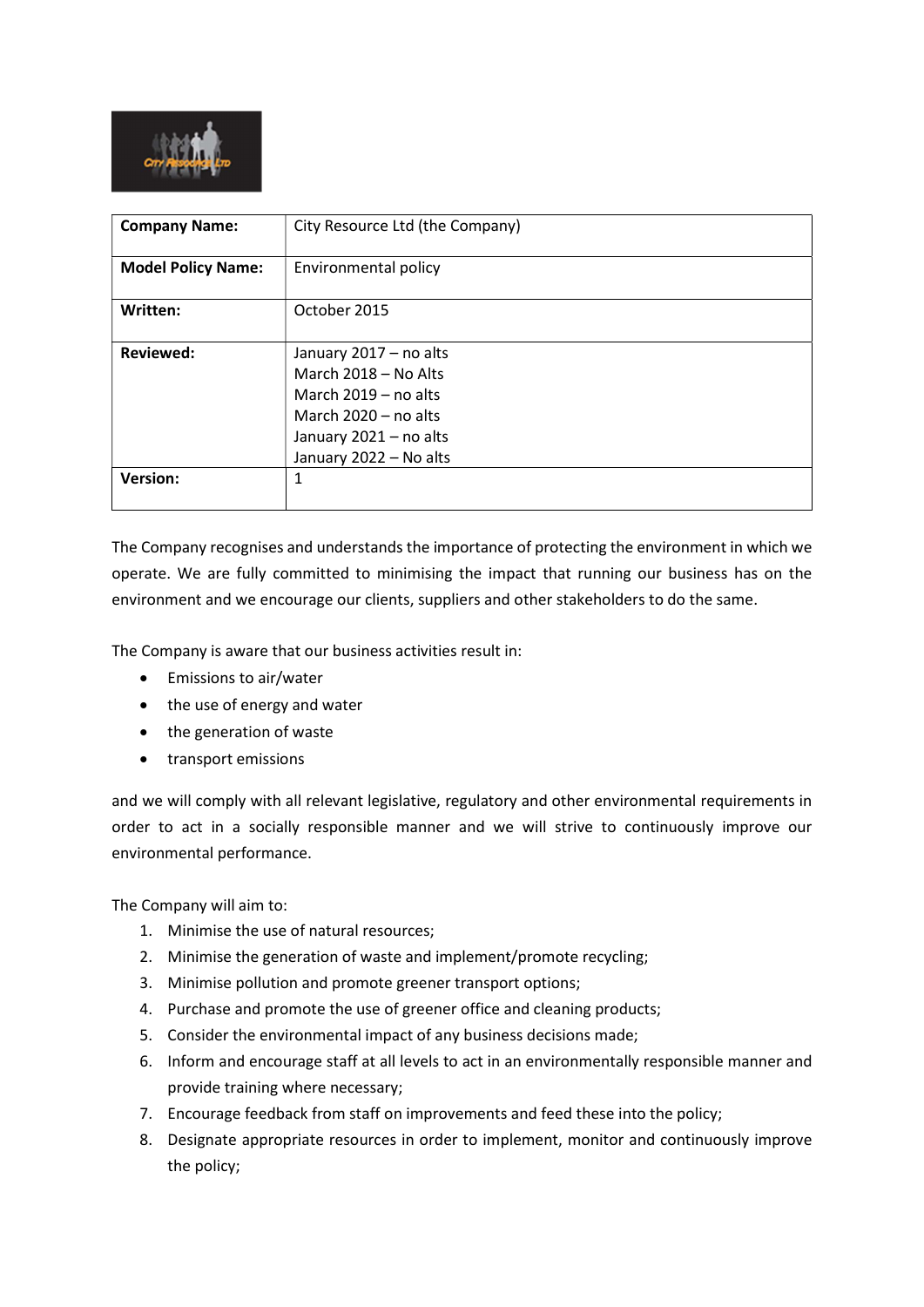| **Company Name:** | City Resource Ltd (the Company) |
| --- | --- |
| **Model Policy Name:** | Environmental policy |
| **Written:** | October 2015 |
| **Reviewed:** | January 2017 – no alts<br>March 2018 – No Alts<br>March 2019 – no alts<br>March 2020 – no alts<br>January 2021 – no alts<br>January 2022 – No alts |
| **Version:** | 1 |

The Company recognises and understands the importance of protecting the environment in which we operate. We are fully committed to minimising the impact that running our business has on the environment and we encourage our clients, suppliers and other stakeholders to do the same.

The Company is aware that our business activities result in:

- Emissions to air/water
- the use of energy and water
- the generation of waste
- transport emissions

and we will comply with all relevant legislative, regulatory and other environmental requirements in order to act in a socially responsible manner and we will strive to continuously improve our environmental performance.

The Company will aim to:

1. Minimise the use of natural resources;
2. Minimise the generation of waste and implement/promote recycling;
3. Minimise pollution and promote greener transport options;
4. Purchase and promote the use of greener office and cleaning products;
5. Consider the environmental impact of any business decisions made;
6. Inform and encourage staff at all levels to act in an environmentally responsible manner and provide training where necessary;
7. Encourage feedback from staff on improvements and feed these into the policy;
8. Designate appropriate resources in order to implement, monitor and continuously improve the policy;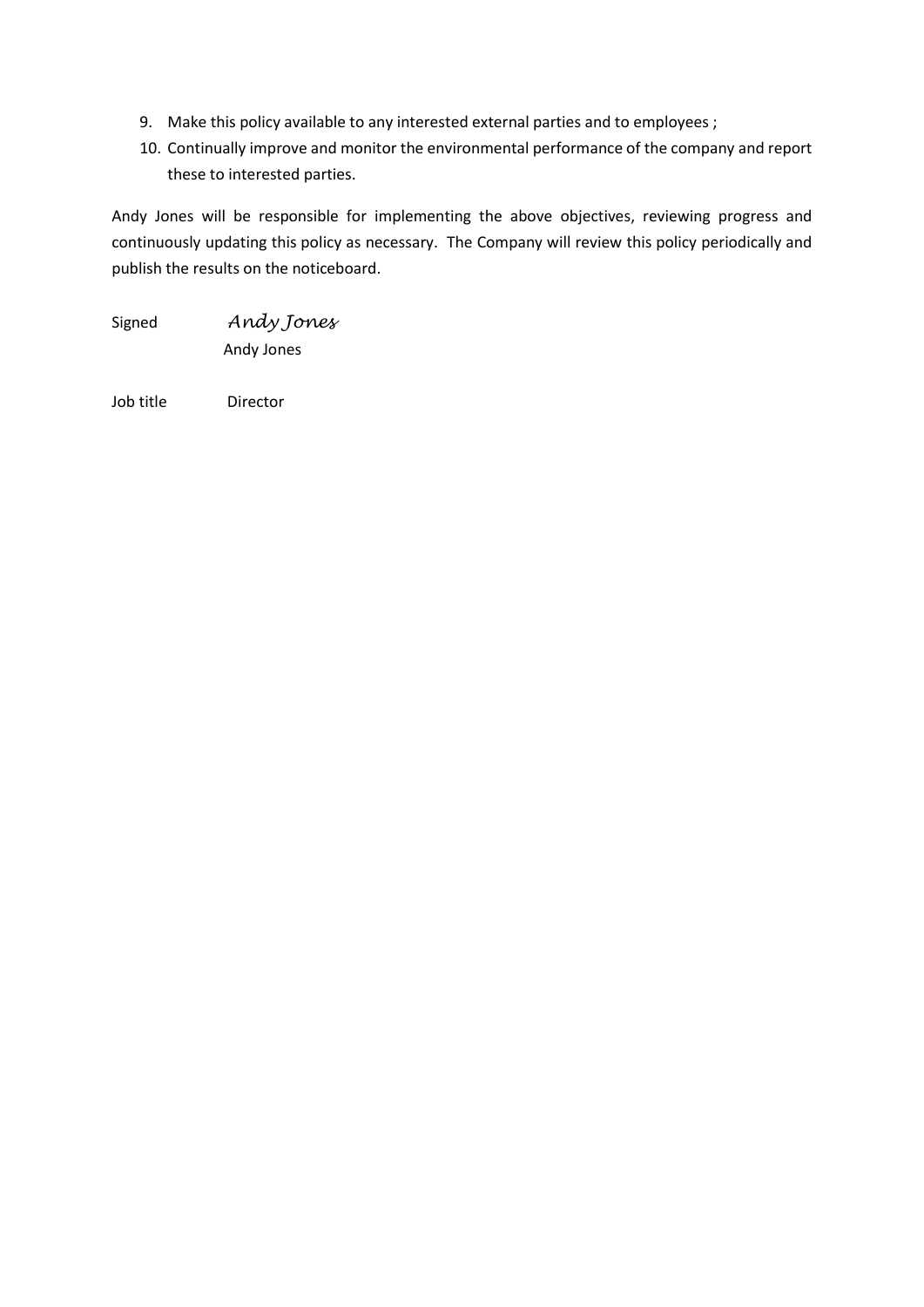9. Make this policy available to any interested external parties and to employees ;
10. Continually improve and monitor the environmental performance of the company and report these to interested parties.

Andy Jones will be responsible for implementing the above objectives, reviewing progress and continuously updating this policy as necessary. The Company will review this policy periodically and publish the results on the noticeboard.

Signed *Andy Jones*
Andy Jones

Job title Director